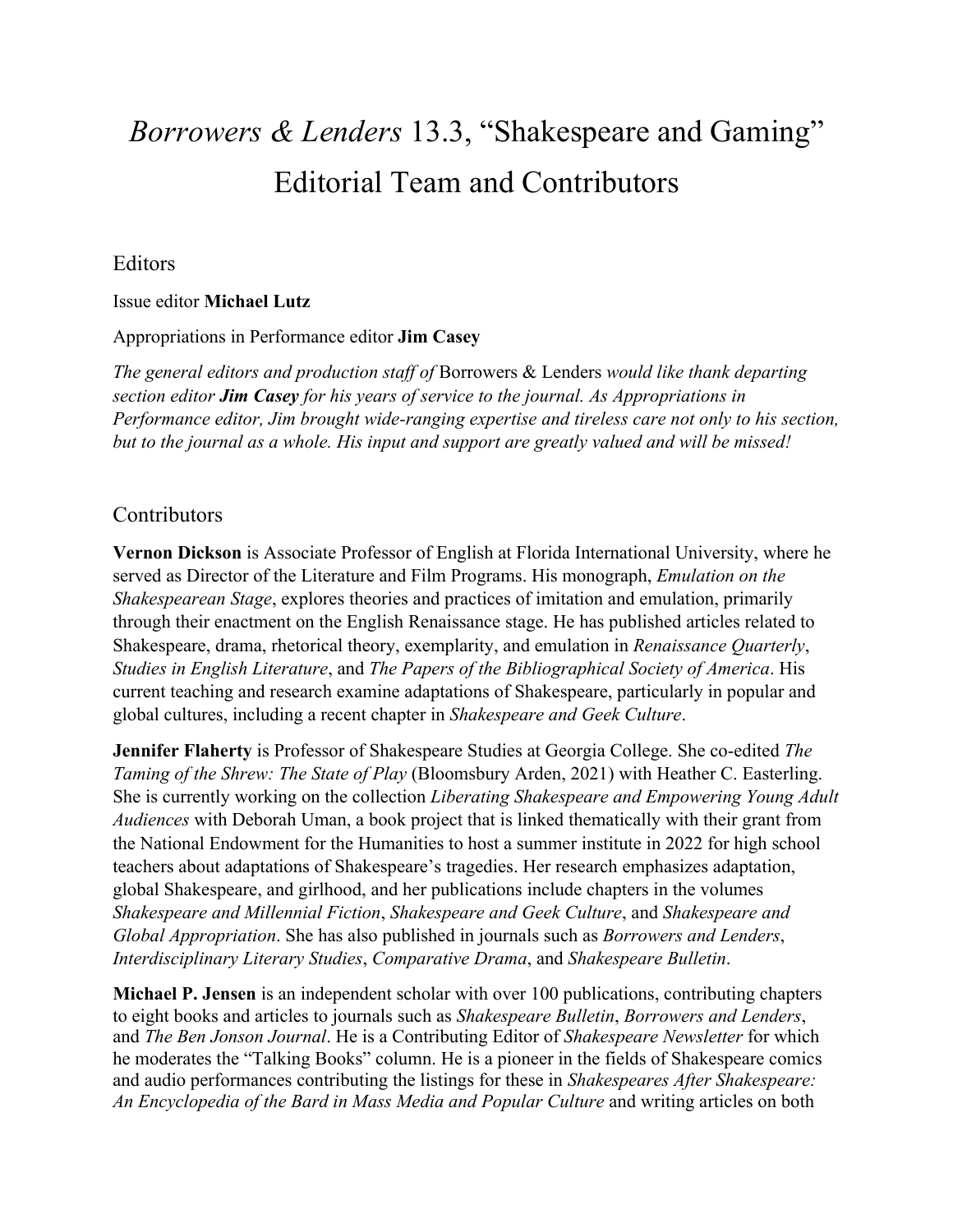# *Borrowers & Lenders* 13.3, "Shakespeare and Gaming" Editorial Team and Contributors

## Editors

Issue editor **Michael Lutz**

Appropriations in Performance editor **Jim Casey**

*The general editors and production staff of* Borrowers & Lenders *would like thank departing section editor* ***Jim Casey*** *for his years of service to the journal. As Appropriations in Performance editor, Jim brought wide-ranging expertise and tireless care not only to his section, but to the journal as a whole. His input and support are greatly valued and will be missed!*

## Contributors

**Vernon Dickson** is Associate Professor of English at Florida International University, where he served as Director of the Literature and Film Programs. His monograph, *Emulation on the Shakespearean Stage*, explores theories and practices of imitation and emulation, primarily through their enactment on the English Renaissance stage. He has published articles related to Shakespeare, drama, rhetorical theory, exemplarity, and emulation in *Renaissance Quarterly*, *Studies in English Literature*, and *The Papers of the Bibliographical Society of America*. His current teaching and research examine adaptations of Shakespeare, particularly in popular and global cultures, including a recent chapter in *Shakespeare and Geek Culture*.

**Jennifer Flaherty** is Professor of Shakespeare Studies at Georgia College. She co-edited *The Taming of the Shrew: The State of Play* (Bloomsbury Arden, 2021) with Heather C. Easterling. She is currently working on the collection *Liberating Shakespeare and Empowering Young Adult Audiences* with Deborah Uman, a book project that is linked thematically with their grant from the National Endowment for the Humanities to host a summer institute in 2022 for high school teachers about adaptations of Shakespeare's tragedies. Her research emphasizes adaptation, global Shakespeare, and girlhood, and her publications include chapters in the volumes *Shakespeare and Millennial Fiction*, *Shakespeare and Geek Culture*, and *Shakespeare and Global Appropriation*. She has also published in journals such as *Borrowers and Lenders*, *Interdisciplinary Literary Studies*, *Comparative Drama*, and *Shakespeare Bulletin*.

**Michael P. Jensen** is an independent scholar with over 100 publications, contributing chapters to eight books and articles to journals such as *Shakespeare Bulletin*, *Borrowers and Lenders*, and *The Ben Jonson Journal*. He is a Contributing Editor of *Shakespeare Newsletter* for which he moderates the "Talking Books" column. He is a pioneer in the fields of Shakespeare comics and audio performances contributing the listings for these in *Shakespeares After Shakespeare: An Encyclopedia of the Bard in Mass Media and Popular Culture* and writing articles on both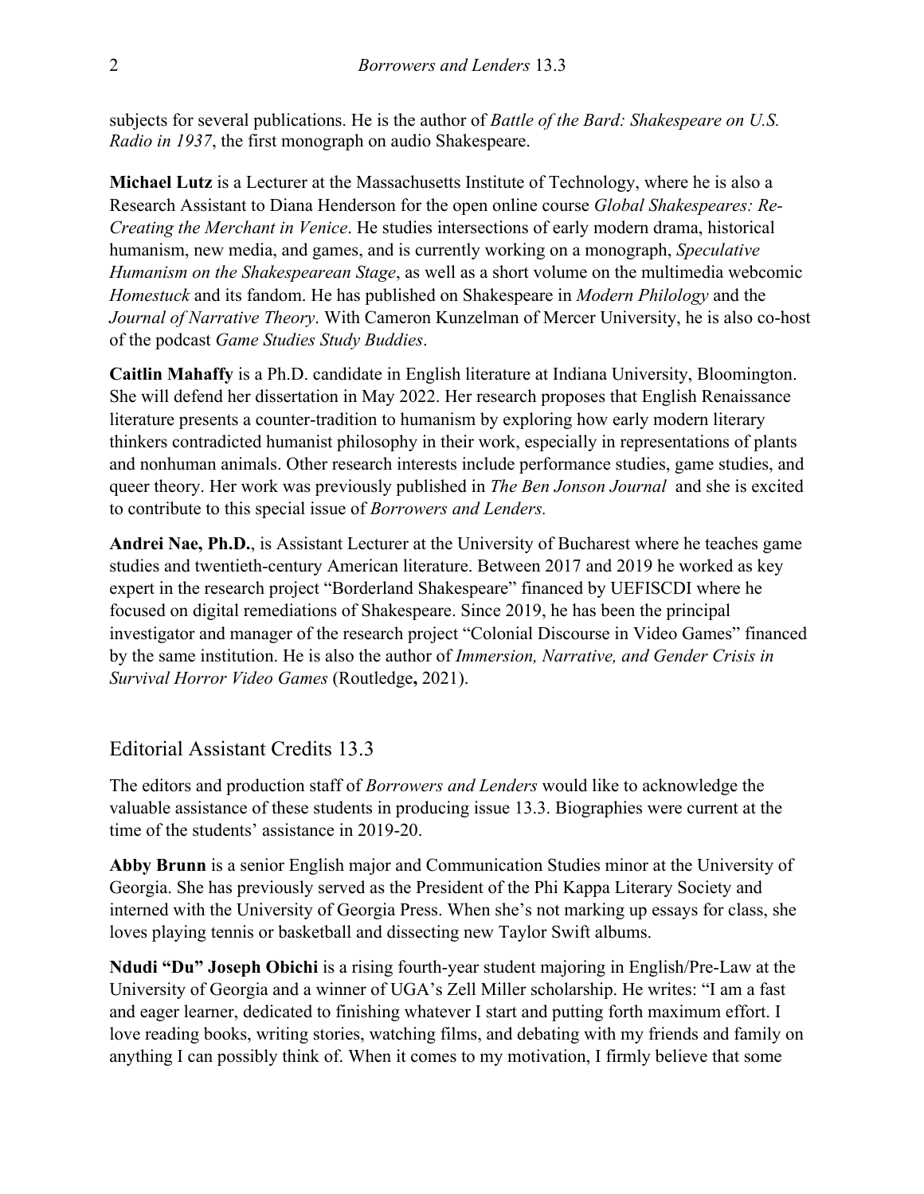subjects for several publications. He is the author of *Battle of the Bard: Shakespeare on U.S. Radio in 1937*, the first monograph on audio Shakespeare.

**Michael Lutz** is a Lecturer at the Massachusetts Institute of Technology, where he is also a Research Assistant to Diana Henderson for the open online course *Global Shakespeares: Re-Creating the Merchant in Venice*. He studies intersections of early modern drama, historical humanism, new media, and games, and is currently working on a monograph, *Speculative Humanism on the Shakespearean Stage*, as well as a short volume on the multimedia webcomic *Homestuck* and its fandom. He has published on Shakespeare in *Modern Philology* and the *Journal of Narrative Theory*. With Cameron Kunzelman of Mercer University, he is also co-host of the podcast *Game Studies Study Buddies*.

**Caitlin Mahaffy** is a Ph.D. candidate in English literature at Indiana University, Bloomington. She will defend her dissertation in May 2022. Her research proposes that English Renaissance literature presents a counter-tradition to humanism by exploring how early modern literary thinkers contradicted humanist philosophy in their work, especially in representations of plants and nonhuman animals. Other research interests include performance studies, game studies, and queer theory. Her work was previously published in *The Ben Jonson Journal* and she is excited to contribute to this special issue of *Borrowers and Lenders.*

**Andrei Nae, Ph.D.**, is Assistant Lecturer at the University of Bucharest where he teaches game studies and twentieth-century American literature. Between 2017 and 2019 he worked as key expert in the research project "Borderland Shakespeare" financed by UEFISCDI where he focused on digital remediations of Shakespeare. Since 2019, he has been the principal investigator and manager of the research project "Colonial Discourse in Video Games" financed by the same institution. He is also the author of *Immersion, Narrative, and Gender Crisis in Survival Horror Video Games* (Routledge**,** 2021).

## Editorial Assistant Credits 13.3

The editors and production staff of *Borrowers and Lenders* would like to acknowledge the valuable assistance of these students in producing issue 13.3. Biographies were current at the time of the students' assistance in 2019-20.

**Abby Brunn** is a senior English major and Communication Studies minor at the University of Georgia. She has previously served as the President of the Phi Kappa Literary Society and interned with the University of Georgia Press. When she's not marking up essays for class, she loves playing tennis or basketball and dissecting new Taylor Swift albums.

**Ndudi "Du" Joseph Obichi** is a rising fourth-year student majoring in English/Pre-Law at the University of Georgia and a winner of UGA's Zell Miller scholarship. He writes: "I am a fast and eager learner, dedicated to finishing whatever I start and putting forth maximum effort. I love reading books, writing stories, watching films, and debating with my friends and family on anything I can possibly think of. When it comes to my motivation, I firmly believe that some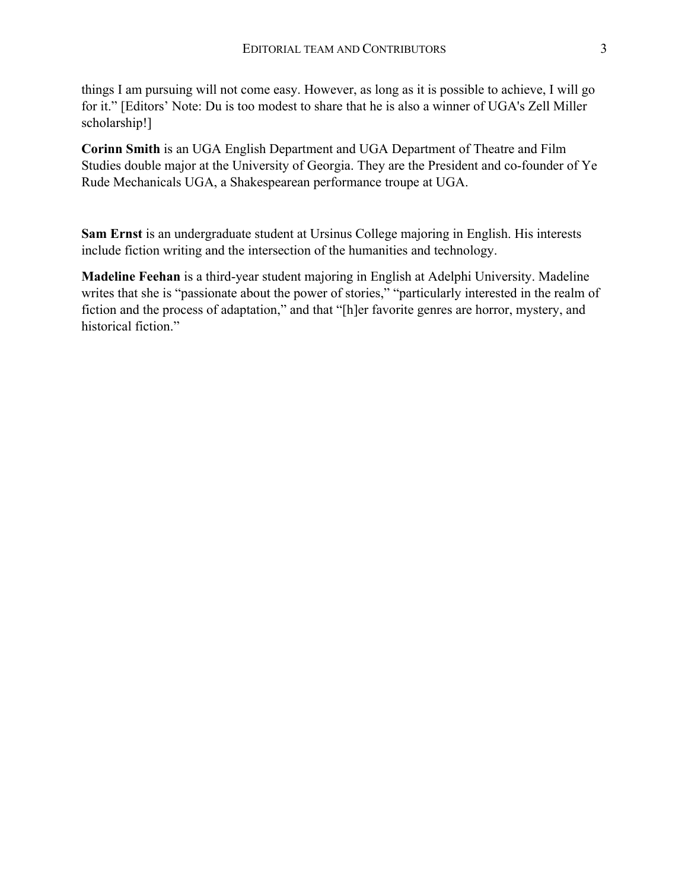things I am pursuing will not come easy. However, as long as it is possible to achieve, I will go for it." [Editors' Note: Du is too modest to share that he is also a winner of UGA's Zell Miller scholarship!]

**Corinn Smith** is an UGA English Department and UGA Department of Theatre and Film Studies double major at the University of Georgia. They are the President and co-founder of Ye Rude Mechanicals UGA, a Shakespearean performance troupe at UGA.

**Sam Ernst** is an undergraduate student at Ursinus College majoring in English. His interests include fiction writing and the intersection of the humanities and technology.

**Madeline Feehan** is a third-year student majoring in English at Adelphi University. Madeline writes that she is "passionate about the power of stories," "particularly interested in the realm of fiction and the process of adaptation," and that "[h]er favorite genres are horror, mystery, and historical fiction."